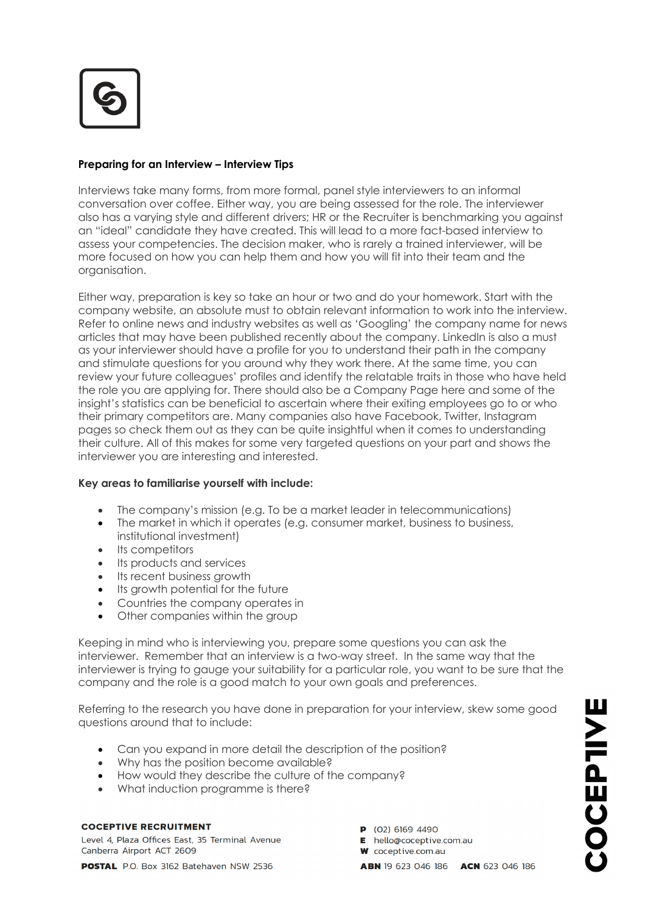**Preparing for an Interview – Interview Tips**

Interviews take many forms, from more formal, panel style interviewers to an informal conversation over coffee. Either way, you are being assessed for the role. The interviewer also has a varying style and different drivers; HR or the Recruiter is benchmarking you against an "ideal" candidate they have created. This will lead to a more fact-based interview to assess your competencies. The decision maker, who is rarely a trained interviewer, will be more focused on how you can help them and how you will fit into their team and the organisation.

Either way, preparation is key so take an hour or two and do your homework. Start with the company website, an absolute must to obtain relevant information to work into the interview. Refer to online news and industry websites as well as 'Googling' the company name for news articles that may have been published recently about the company. LinkedIn is also a must as your interviewer should have a profile for you to understand their path in the company and stimulate questions for you around why they work there. At the same time, you can review your future colleagues' profiles and identify the relatable traits in those who have held the role you are applying for. There should also be a Company Page here and some of the insight's statistics can be beneficial to ascertain where their exiting employees go to or who their primary competitors are. Many companies also have Facebook, Twitter, Instagram pages so check them out as they can be quite insightful when it comes to understanding their culture. All of this makes for some very targeted questions on your part and shows the interviewer you are interesting and interested.

**Key areas to familiarise yourself with include:**

- The company's mission (e.g. To be a market leader in telecommunications)
- The market in which it operates (e.g. consumer market, business to business, institutional investment)
- Its competitors
- Its products and services
- Its recent business growth
- Its growth potential for the future
- Countries the company operates in
- Other companies within the group

Keeping in mind who is interviewing you, prepare some questions you can ask the interviewer. Remember that an interview is a two-way street. In the same way that the interviewer is trying to gauge your suitability for a particular role, you want to be sure that the company and the role is a good match to your own goals and preferences.

Referring to the research you have done in preparation for your interview, skew some good questions around that to include:

- Can you expand in more detail the description of the position?
- Why has the position become available?
- How would they describe the culture of the company?
- What induction programme is there?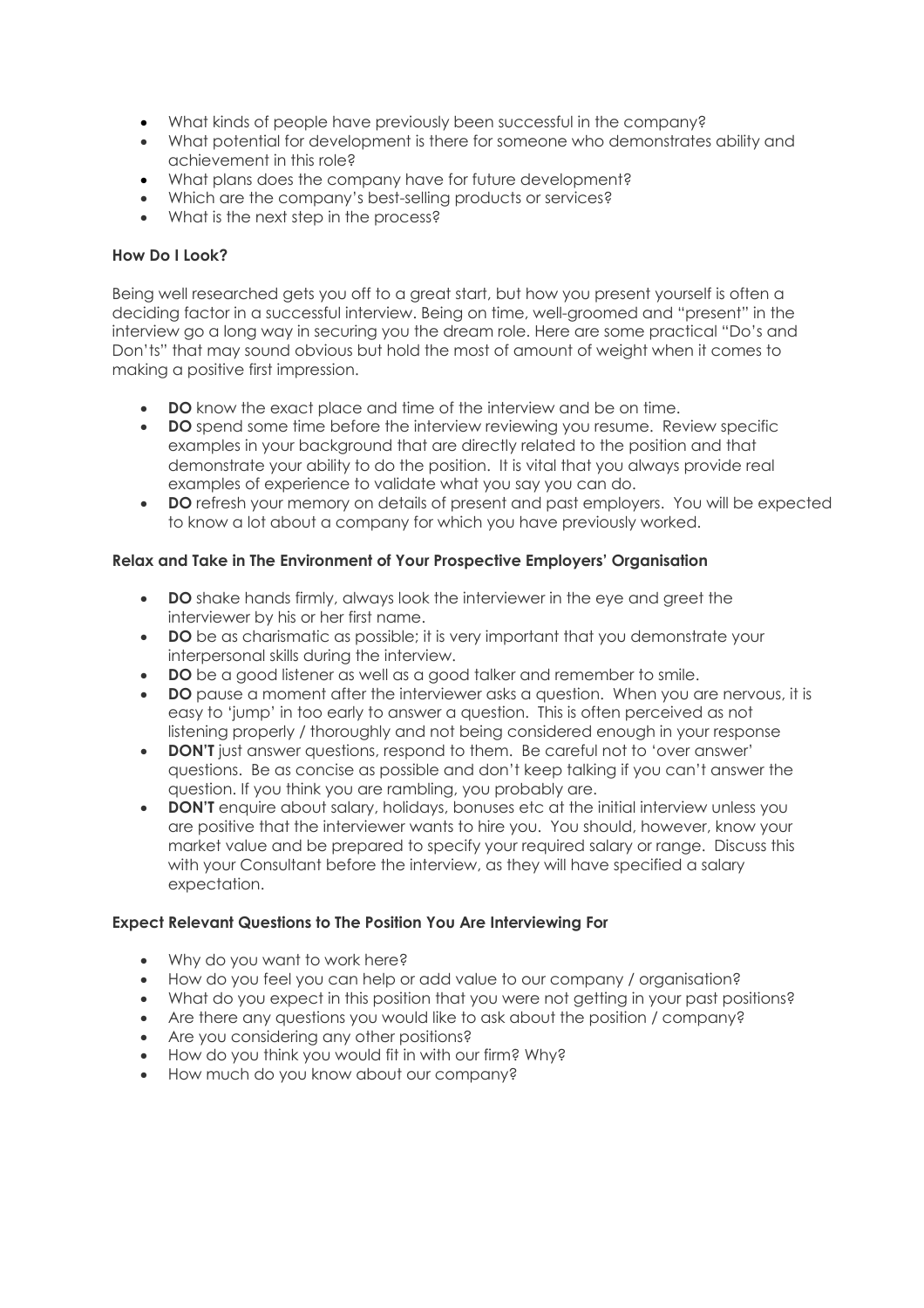- What kinds of people have previously been successful in the company?
- What potential for development is there for someone who demonstrates ability and achievement in this role?
- What plans does the company have for future development?
- Which are the company's best-selling products or services?
- What is the next step in the process?

**How Do I Look?**

Being well researched gets you off to a great start, but how you present yourself is often a deciding factor in a successful interview. Being on time, well-groomed and "present" in the interview go a long way in securing you the dream role. Here are some practical "Do's and Don'ts" that may sound obvious but hold the most of amount of weight when it comes to making a positive first impression.

- **DO** know the exact place and time of the interview and be on time.
- **DO** spend some time before the interview reviewing you resume. Review specific examples in your background that are directly related to the position and that demonstrate your ability to do the position. It is vital that you always provide real examples of experience to validate what you say you can do.
- **DO** refresh your memory on details of present and past employers. You will be expected to know a lot about a company for which you have previously worked.

**Relax and Take in The Environment of Your Prospective Employers' Organisation**

- **DO** shake hands firmly, always look the interviewer in the eye and greet the interviewer by his or her first name.
- **DO** be as charismatic as possible; it is very important that you demonstrate your interpersonal skills during the interview.
- **DO** be a good listener as well as a good talker and remember to smile.
- **DO** pause a moment after the interviewer asks a question. When you are nervous, it is easy to 'jump' in too early to answer a question. This is often perceived as not listening properly / thoroughly and not being considered enough in your response
- **DON'T** just answer questions, respond to them. Be careful not to 'over answer' questions. Be as concise as possible and don't keep talking if you can't answer the question. If you think you are rambling, you probably are.
- **DON'T** enquire about salary, holidays, bonuses etc at the initial interview unless you are positive that the interviewer wants to hire you. You should, however, know your market value and be prepared to specify your required salary or range. Discuss this with your Consultant before the interview, as they will have specified a salary expectation.

**Expect Relevant Questions to The Position You Are Interviewing For**

- Why do you want to work here?
- How do you feel you can help or add value to our company / organisation?
- What do you expect in this position that you were not getting in your past positions?
- Are there any questions you would like to ask about the position / company?
- Are you considering any other positions?
- How do you think you would fit in with our firm? Why?
- How much do you know about our company?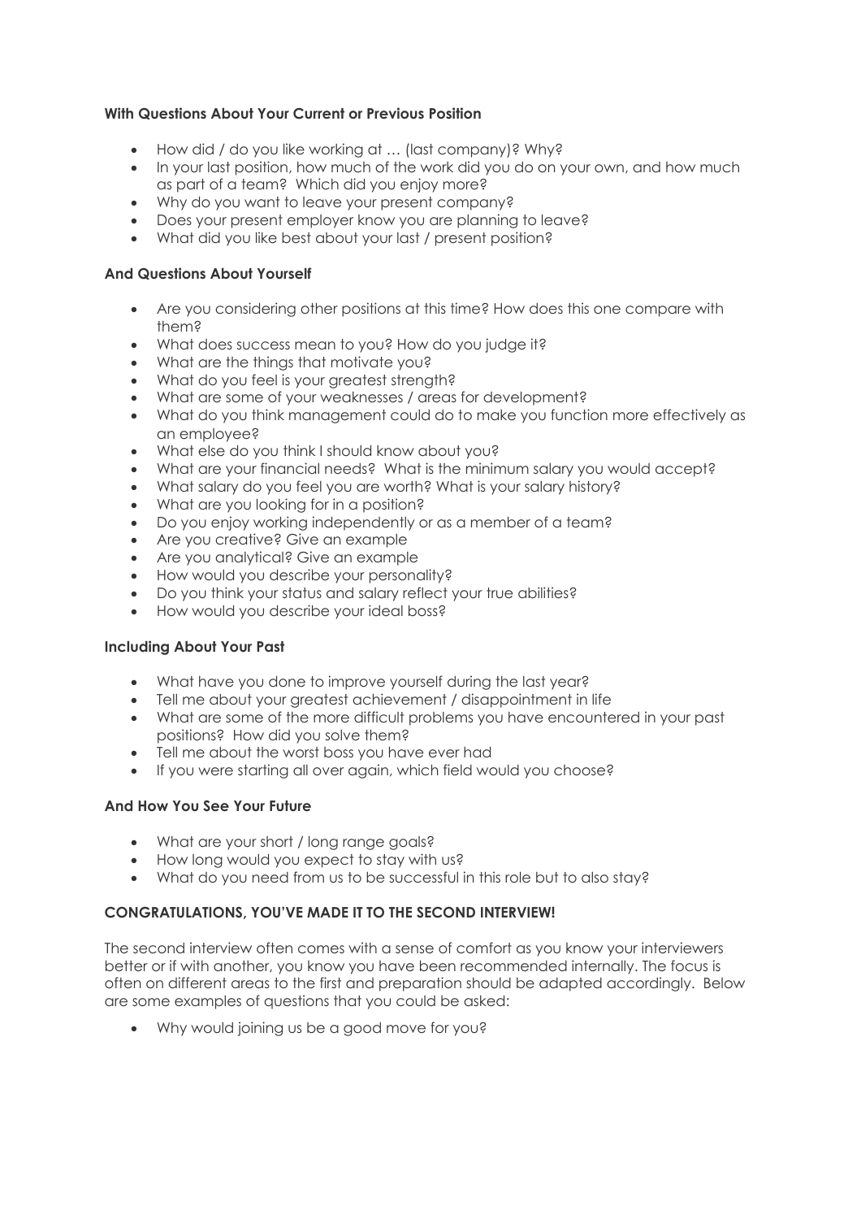**With Questions About Your Current or Previous Position**

- How did / do you like working at … (last company)? Why?
- In your last position, how much of the work did you do on your own, and how much as part of a team? Which did you enjoy more?
- Why do you want to leave your present company?
- Does your present employer know you are planning to leave?
- What did you like best about your last / present position?

**And Questions About Yourself**

- Are you considering other positions at this time? How does this one compare with them?
- What does success mean to you? How do you judge it?
- What are the things that motivate you?
- What do you feel is your greatest strength?
- What are some of your weaknesses / areas for development?
- What do you think management could do to make you function more effectively as an employee?
- What else do you think I should know about you?
- What are your financial needs? What is the minimum salary you would accept?
- What salary do you feel you are worth? What is your salary history?
- What are you looking for in a position?
- Do you enjoy working independently or as a member of a team?
- Are you creative? Give an example
- Are you analytical? Give an example
- How would you describe your personality?
- Do you think your status and salary reflect your true abilities?
- How would you describe your ideal boss?

**Including About Your Past**

- What have you done to improve yourself during the last year?
- Tell me about your greatest achievement / disappointment in life
- What are some of the more difficult problems you have encountered in your past positions? How did you solve them?
- Tell me about the worst boss you have ever had
- If you were starting all over again, which field would you choose?

**And How You See Your Future**

- What are your short / long range goals?
- How long would you expect to stay with us?
- What do you need from us to be successful in this role but to also stay?

**CONGRATULATIONS, YOU'VE MADE IT TO THE SECOND INTERVIEW!**

The second interview often comes with a sense of comfort as you know your interviewers better or if with another, you know you have been recommended internally. The focus is often on different areas to the first and preparation should be adapted accordingly. Below are some examples of questions that you could be asked:

- Why would joining us be a good move for you?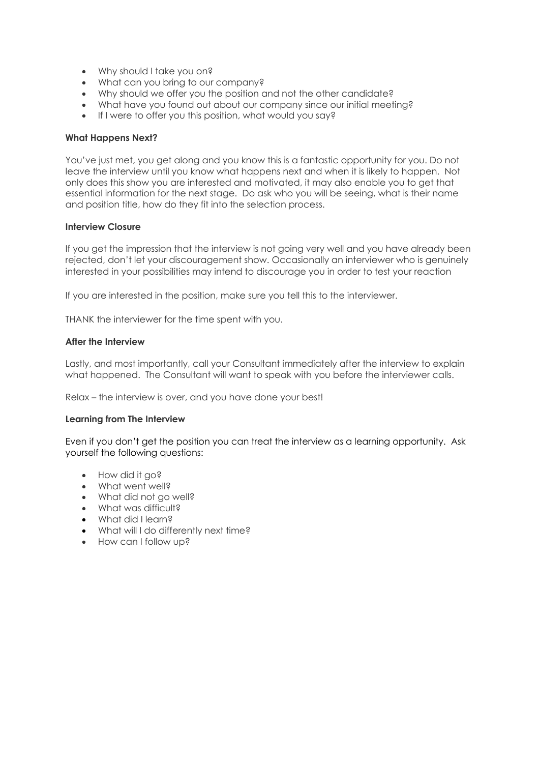- Why should I take you on?
- What can you bring to our company?
- Why should we offer you the position and not the other candidate?
- What have you found out about our company since our initial meeting?
- If I were to offer you this position, what would you say?

**What Happens Next?**

You've just met, you get along and you know this is a fantastic opportunity for you. Do not leave the interview until you know what happens next and when it is likely to happen. Not only does this show you are interested and motivated, it may also enable you to get that essential information for the next stage. Do ask who you will be seeing, what is their name and position title, how do they fit into the selection process.

**Interview Closure**

If you get the impression that the interview is not going very well and you have already been rejected, don't let your discouragement show. Occasionally an interviewer who is genuinely interested in your possibilities may intend to discourage you in order to test your reaction

If you are interested in the position, make sure you tell this to the interviewer.

THANK the interviewer for the time spent with you.

**After the Interview**

Lastly, and most importantly, call your Consultant immediately after the interview to explain what happened. The Consultant will want to speak with you before the interviewer calls.

Relax – the interview is over, and you have done your best!

**Learning from The Interview**

Even if you don't get the position you can treat the interview as a learning opportunity. Ask yourself the following questions:

- How did it go?
- What went well?
- What did not go well?
- What was difficult?
- What did I learn?
- What will I do differently next time?
- How can I follow up?